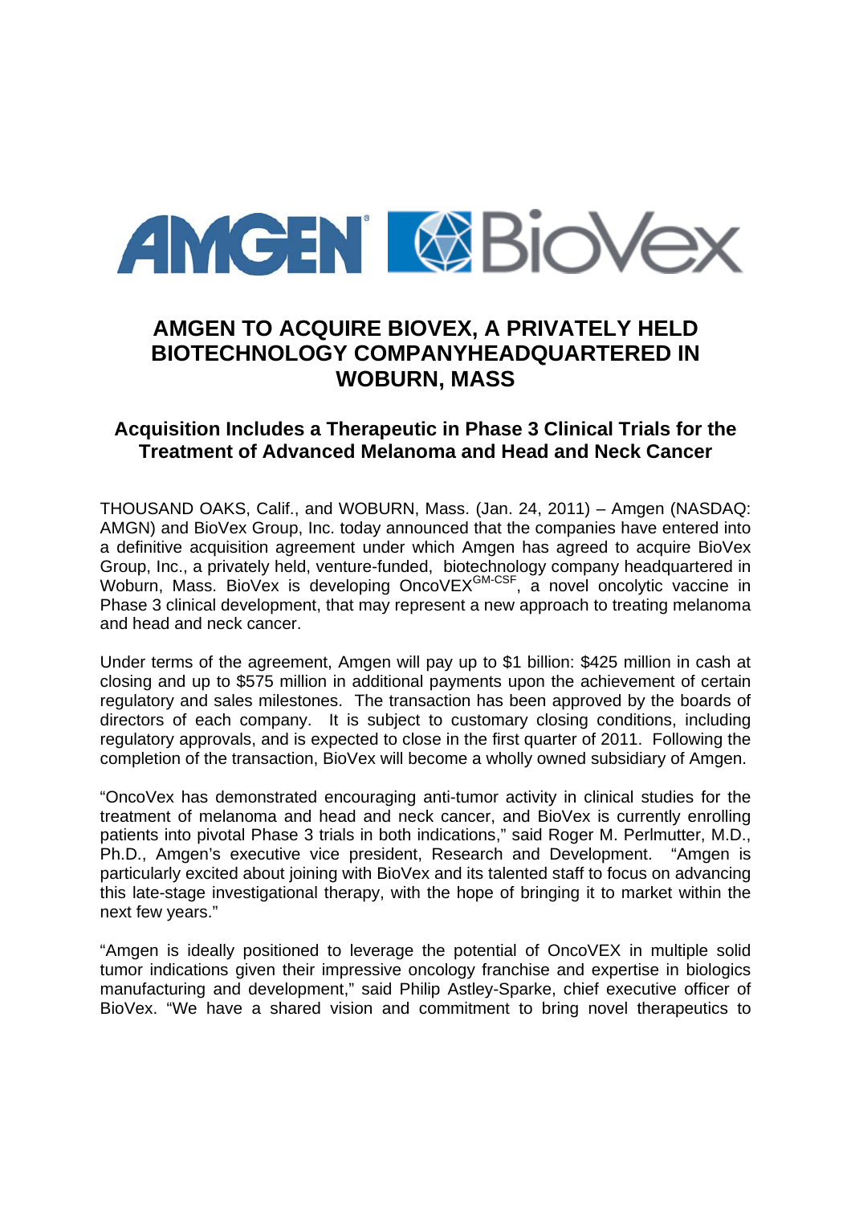AMGEN BioVex

# AMGEN TO ACQUIRE BIOVEX, A PRIVATELY HELD BIOTECHNOLOGY COMPANYHEADQUARTERED IN WOBURN, MASS

## Acquisition Includes a Therapeutic in Phase 3 Clinical Trials for the Treatment of Advanced Melanoma and Head and Neck Cancer

THOUSAND OAKS, Calif., and WOBURN, Mass. (Jan. 24, 2011) – Amgen (NASDAQ: AMGN) and BioVex Group, Inc. today announced that the companies have entered into a definitive acquisition agreement under which Amgen has agreed to acquire BioVex Group, Inc., a privately held, venture-funded, biotechnology company headquartered in Woburn, Mass. BioVex is developing OncoVEX$^{GM\text{-}CSF}$, a novel oncolytic vaccine in Phase 3 clinical development, that may represent a new approach to treating melanoma and head and neck cancer.

Under terms of the agreement, Amgen will pay up to $1 billion: $425 million in cash at closing and up to $575 million in additional payments upon the achievement of certain regulatory and sales milestones. The transaction has been approved by the boards of directors of each company. It is subject to customary closing conditions, including regulatory approvals, and is expected to close in the first quarter of 2011. Following the completion of the transaction, BioVex will become a wholly owned subsidiary of Amgen.

"OncoVex has demonstrated encouraging anti-tumor activity in clinical studies for the treatment of melanoma and head and neck cancer, and BioVex is currently enrolling patients into pivotal Phase 3 trials in both indications," said Roger M. Perlmutter, M.D., Ph.D., Amgen's executive vice president, Research and Development. "Amgen is particularly excited about joining with BioVex and its talented staff to focus on advancing this late-stage investigational therapy, with the hope of bringing it to market within the next few years."

"Amgen is ideally positioned to leverage the potential of OncoVEX in multiple solid tumor indications given their impressive oncology franchise and expertise in biologics manufacturing and development," said Philip Astley-Sparke, chief executive officer of BioVex. "We have a shared vision and commitment to bring novel therapeutics to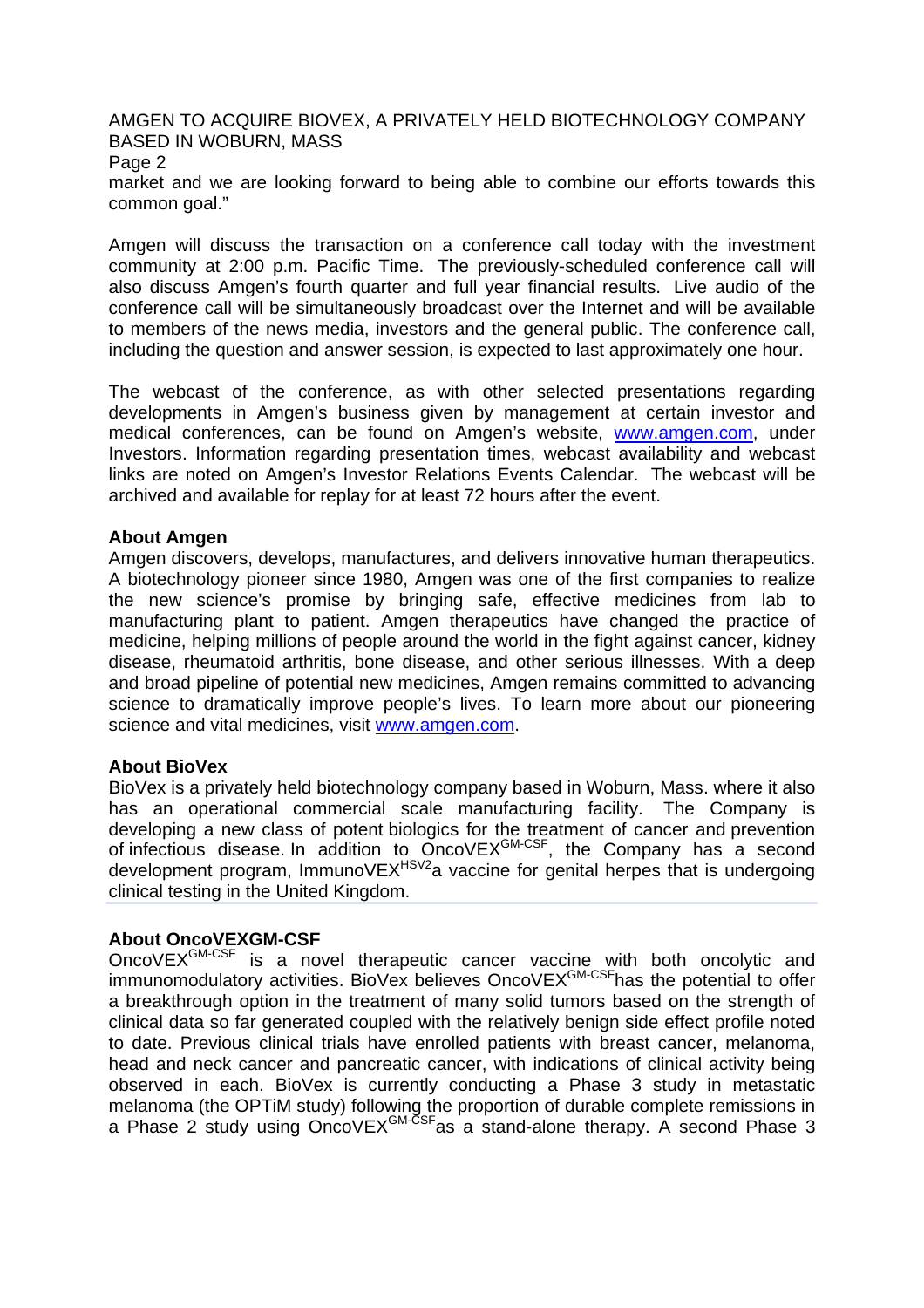market and we are looking forward to being able to combine our efforts towards this common goal."

Amgen will discuss the transaction on a conference call today with the investment community at 2:00 p.m. Pacific Time. The previously-scheduled conference call will also discuss Amgen's fourth quarter and full year financial results. Live audio of the conference call will be simultaneously broadcast over the Internet and will be available to members of the news media, investors and the general public. The conference call, including the question and answer session, is expected to last approximately one hour.

The webcast of the conference, as with other selected presentations regarding developments in Amgen's business given by management at certain investor and medical conferences, can be found on Amgen's website, www.amgen.com, under Investors. Information regarding presentation times, webcast availability and webcast links are noted on Amgen's Investor Relations Events Calendar. The webcast will be archived and available for replay for at least 72 hours after the event.

**About Amgen**

Amgen discovers, develops, manufactures, and delivers innovative human therapeutics. A biotechnology pioneer since 1980, Amgen was one of the first companies to realize the new science's promise by bringing safe, effective medicines from lab to manufacturing plant to patient. Amgen therapeutics have changed the practice of medicine, helping millions of people around the world in the fight against cancer, kidney disease, rheumatoid arthritis, bone disease, and other serious illnesses. With a deep and broad pipeline of potential new medicines, Amgen remains committed to advancing science to dramatically improve people's lives. To learn more about our pioneering science and vital medicines, visit www.amgen.com.

**About BioVex**

BioVex is a privately held biotechnology company based in Woburn, Mass. where it also has an operational commercial scale manufacturing facility. The Company is developing a new class of potent biologics for the treatment of cancer and prevention of infectious disease. In addition to OncoVEX$^{GM\text{-}CSF}$, the Company has a second development program, ImmunoVEX$^{HSV2}$a vaccine for genital herpes that is undergoing clinical testing in the United Kingdom.

**About OncoVEXGM-CSF**

OncoVEX$^{GM\text{-}CSF}$ is a novel therapeutic cancer vaccine with both oncolytic and immunomodulatory activities. BioVex believes OncoVEX$^{GM\text{-}CSF}$has the potential to offer a breakthrough option in the treatment of many solid tumors based on the strength of clinical data so far generated coupled with the relatively benign side effect profile noted to date. Previous clinical trials have enrolled patients with breast cancer, melanoma, head and neck cancer and pancreatic cancer, with indications of clinical activity being observed in each. BioVex is currently conducting a Phase 3 study in metastatic melanoma (the OPTiM study) following the proportion of durable complete remissions in a Phase 2 study using OncoVEX$^{GM\text{-}CSF}$as a stand-alone therapy. A second Phase 3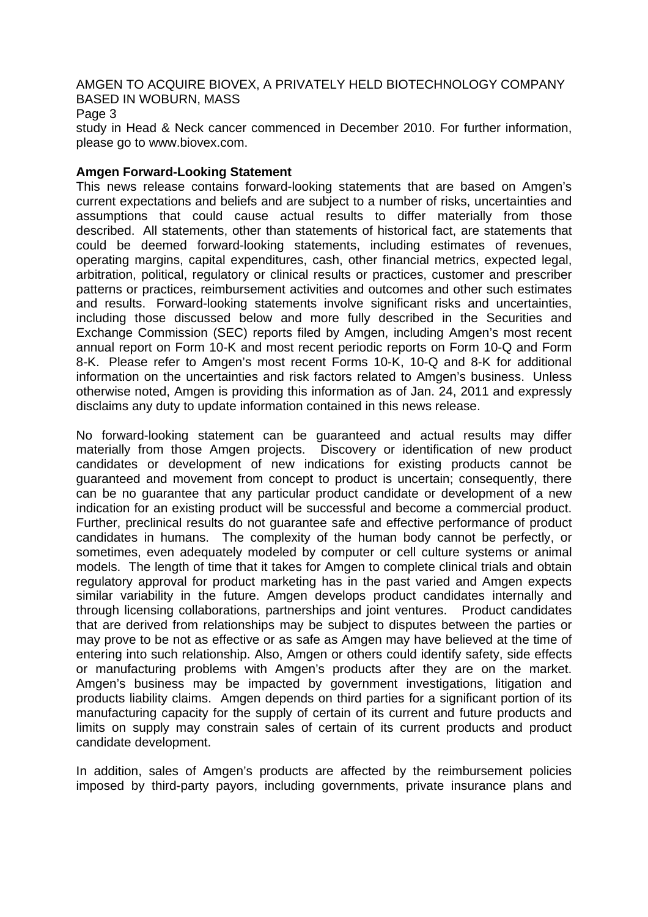study in Head & Neck cancer commenced in December 2010. For further information, please go to www.biovex.com.

**Amgen Forward-Looking Statement**

This news release contains forward-looking statements that are based on Amgen's current expectations and beliefs and are subject to a number of risks, uncertainties and assumptions that could cause actual results to differ materially from those described. All statements, other than statements of historical fact, are statements that could be deemed forward-looking statements, including estimates of revenues, operating margins, capital expenditures, cash, other financial metrics, expected legal, arbitration, political, regulatory or clinical results or practices, customer and prescriber patterns or practices, reimbursement activities and outcomes and other such estimates and results. Forward-looking statements involve significant risks and uncertainties, including those discussed below and more fully described in the Securities and Exchange Commission (SEC) reports filed by Amgen, including Amgen's most recent annual report on Form 10-K and most recent periodic reports on Form 10-Q and Form 8-K. Please refer to Amgen's most recent Forms 10-K, 10-Q and 8-K for additional information on the uncertainties and risk factors related to Amgen's business. Unless otherwise noted, Amgen is providing this information as of Jan. 24, 2011 and expressly disclaims any duty to update information contained in this news release.

No forward-looking statement can be guaranteed and actual results may differ materially from those Amgen projects. Discovery or identification of new product candidates or development of new indications for existing products cannot be guaranteed and movement from concept to product is uncertain; consequently, there can be no guarantee that any particular product candidate or development of a new indication for an existing product will be successful and become a commercial product. Further, preclinical results do not guarantee safe and effective performance of product candidates in humans. The complexity of the human body cannot be perfectly, or sometimes, even adequately modeled by computer or cell culture systems or animal models. The length of time that it takes for Amgen to complete clinical trials and obtain regulatory approval for product marketing has in the past varied and Amgen expects similar variability in the future. Amgen develops product candidates internally and through licensing collaborations, partnerships and joint ventures. Product candidates that are derived from relationships may be subject to disputes between the parties or may prove to be not as effective or as safe as Amgen may have believed at the time of entering into such relationship. Also, Amgen or others could identify safety, side effects or manufacturing problems with Amgen's products after they are on the market. Amgen's business may be impacted by government investigations, litigation and products liability claims. Amgen depends on third parties for a significant portion of its manufacturing capacity for the supply of certain of its current and future products and limits on supply may constrain sales of certain of its current products and product candidate development.

In addition, sales of Amgen's products are affected by the reimbursement policies imposed by third-party payors, including governments, private insurance plans and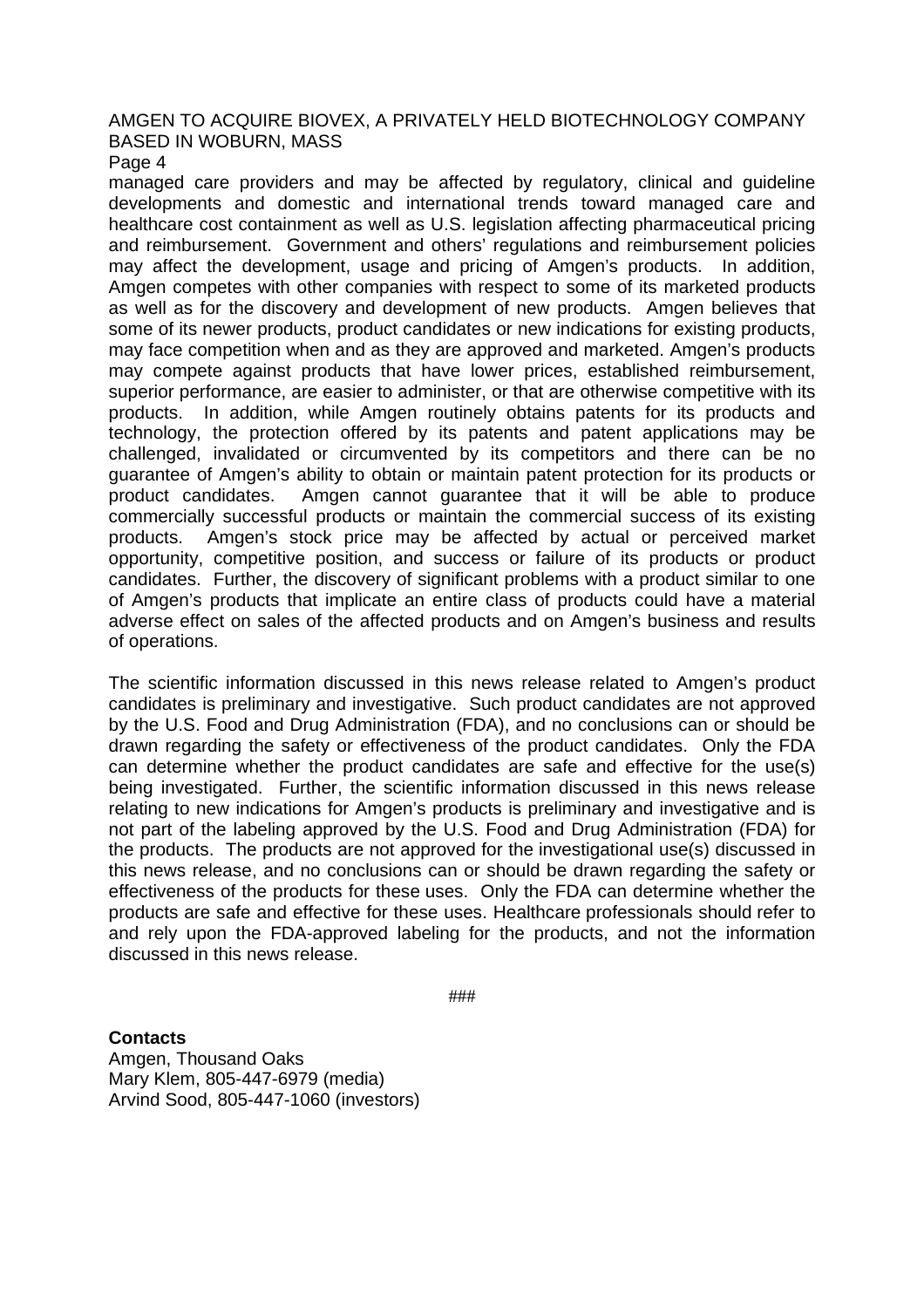managed care providers and may be affected by regulatory, clinical and guideline developments and domestic and international trends toward managed care and healthcare cost containment as well as U.S. legislation affecting pharmaceutical pricing and reimbursement. Government and others' regulations and reimbursement policies may affect the development, usage and pricing of Amgen's products. In addition, Amgen competes with other companies with respect to some of its marketed products as well as for the discovery and development of new products. Amgen believes that some of its newer products, product candidates or new indications for existing products, may face competition when and as they are approved and marketed. Amgen's products may compete against products that have lower prices, established reimbursement, superior performance, are easier to administer, or that are otherwise competitive with its products. In addition, while Amgen routinely obtains patents for its products and technology, the protection offered by its patents and patent applications may be challenged, invalidated or circumvented by its competitors and there can be no guarantee of Amgen's ability to obtain or maintain patent protection for its products or product candidates. Amgen cannot guarantee that it will be able to produce commercially successful products or maintain the commercial success of its existing products. Amgen's stock price may be affected by actual or perceived market opportunity, competitive position, and success or failure of its products or product candidates. Further, the discovery of significant problems with a product similar to one of Amgen's products that implicate an entire class of products could have a material adverse effect on sales of the affected products and on Amgen's business and results of operations.

The scientific information discussed in this news release related to Amgen's product candidates is preliminary and investigative. Such product candidates are not approved by the U.S. Food and Drug Administration (FDA), and no conclusions can or should be drawn regarding the safety or effectiveness of the product candidates. Only the FDA can determine whether the product candidates are safe and effective for the use(s) being investigated. Further, the scientific information discussed in this news release relating to new indications for Amgen's products is preliminary and investigative and is not part of the labeling approved by the U.S. Food and Drug Administration (FDA) for the products. The products are not approved for the investigational use(s) discussed in this news release, and no conclusions can or should be drawn regarding the safety or effectiveness of the products for these uses. Only the FDA can determine whether the products are safe and effective for these uses. Healthcare professionals should refer to and rely upon the FDA-approved labeling for the products, and not the information discussed in this news release.

###

**Contacts**

Amgen, Thousand Oaks
Mary Klem, 805-447-6979 (media)
Arvind Sood, 805-447-1060 (investors)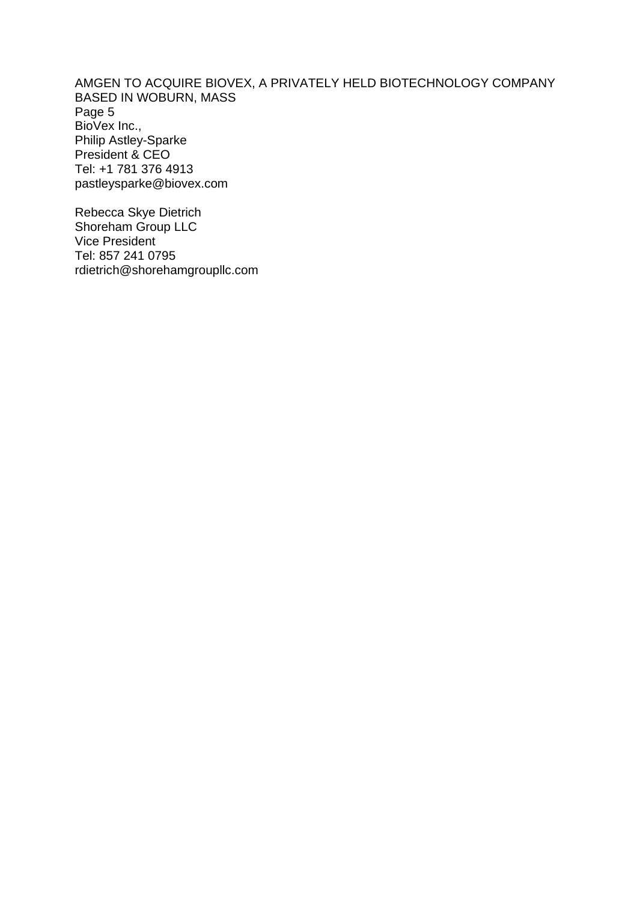BioVex Inc.,
Philip Astley-Sparke
President & CEO
Tel: +1 781 376 4913
pastleysparke@biovex.com

Rebecca Skye Dietrich
Shoreham Group LLC
Vice President
Tel: 857 241 0795
rdietrich@shorehamgroupllc.com